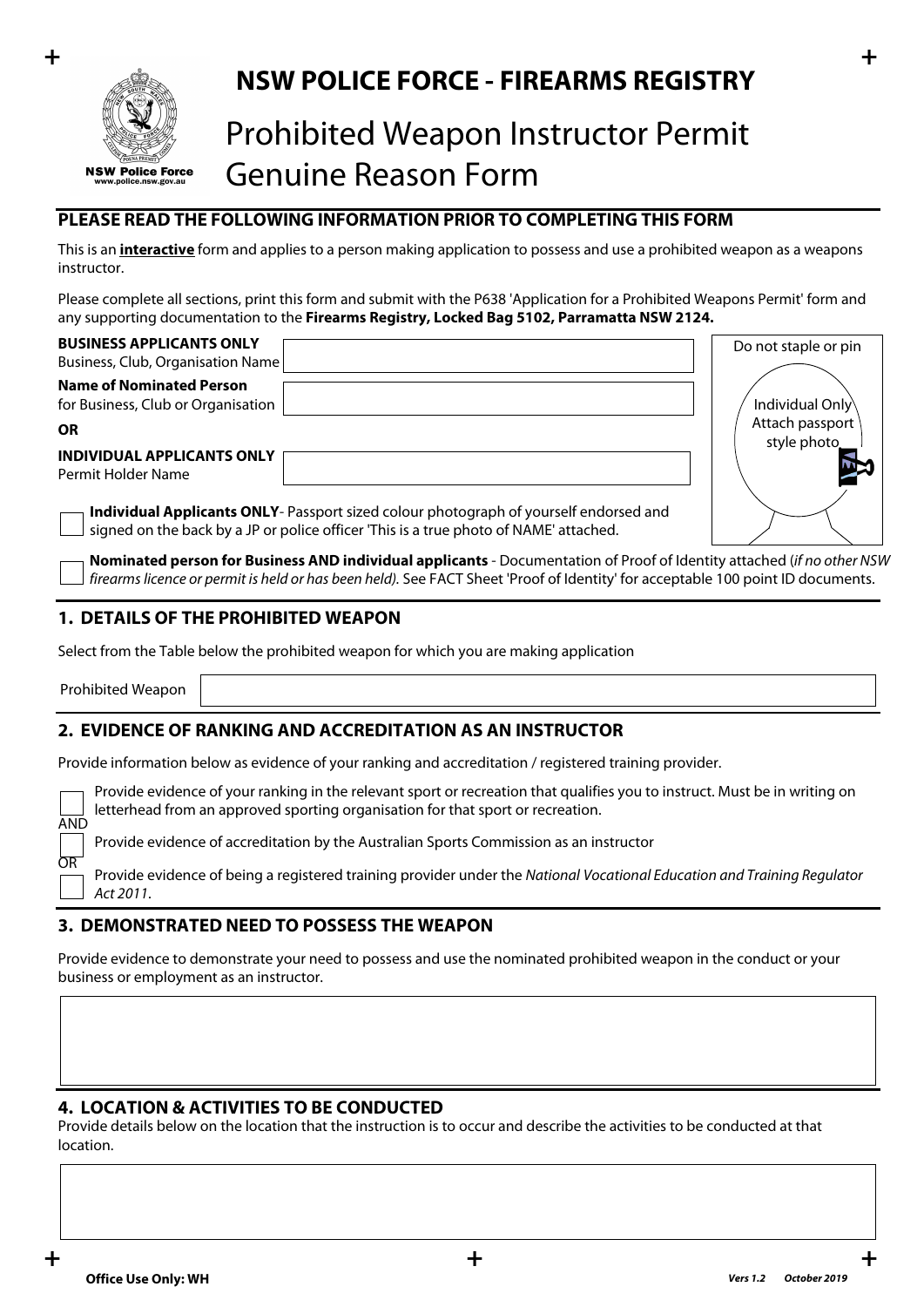# NSW POLICE FORCE - FIREARMS REGISTRY

# Prohibited Weapon Instructor Permit Genuine Reason Form

NSW Police Force
www.police.nsw.gov.au

## PLEASE READ THE FOLLOWING INFORMATION PRIOR TO COMPLETING THIS FORM

This is an **interactive** form and applies to a person making application to possess and use a prohibited weapon as a weapons instructor.

Please complete all sections, print this form and submit with the P638 'Application for a Prohibited Weapons Permit' form and any supporting documentation to the **Firearms Registry, Locked Bag 5102, Parramatta NSW 2124.**

**BUSINESS APPLICANTS ONLY**
Business, Club, Organisation Name

**Name of Nominated Person**
for Business, Club or Organisation

**OR**

**INDIVIDUAL APPLICANTS ONLY**
Permit Holder Name

Do not staple or pin

Individual Only
Attach passport style photo

☐ **Individual Applicants ONLY**- Passport sized colour photograph of yourself endorsed and signed on the back by a JP or police officer 'This is a true photo of NAME' attached.

☐ **Nominated person for Business AND individual applicants** - Documentation of Proof of Identity attached (*if no other NSW firearms licence or permit is held or has been held).* See FACT Sheet 'Proof of Identity' for acceptable 100 point ID documents.

## 1. DETAILS OF THE PROHIBITED WEAPON

Select from the Table below the prohibited weapon for which you are making application

Prohibited Weapon

## 2. EVIDENCE OF RANKING AND ACCREDITATION AS AN INSTRUCTOR

Provide information below as evidence of your ranking and accreditation / registered training provider.

☐ Provide evidence of your ranking in the relevant sport or recreation that qualifies you to instruct. Must be in writing on letterhead from an approved sporting organisation for that sport or recreation.

AND

☐ Provide evidence of accreditation by the Australian Sports Commission as an instructor

OR

☐ Provide evidence of being a registered training provider under the *National Vocational Education and Training Regulator Act 2011*.

## 3. DEMONSTRATED NEED TO POSSESS THE WEAPON

Provide evidence to demonstrate your need to possess and use the nominated prohibited weapon in the conduct or your business or employment as an instructor.

## 4. LOCATION & ACTIVITIES TO BE CONDUCTED

Provide details below on the location that the instruction is to occur and describe the activities to be conducted at that location.

**Office Use Only: WH**

*Vers 1.2 October 2019*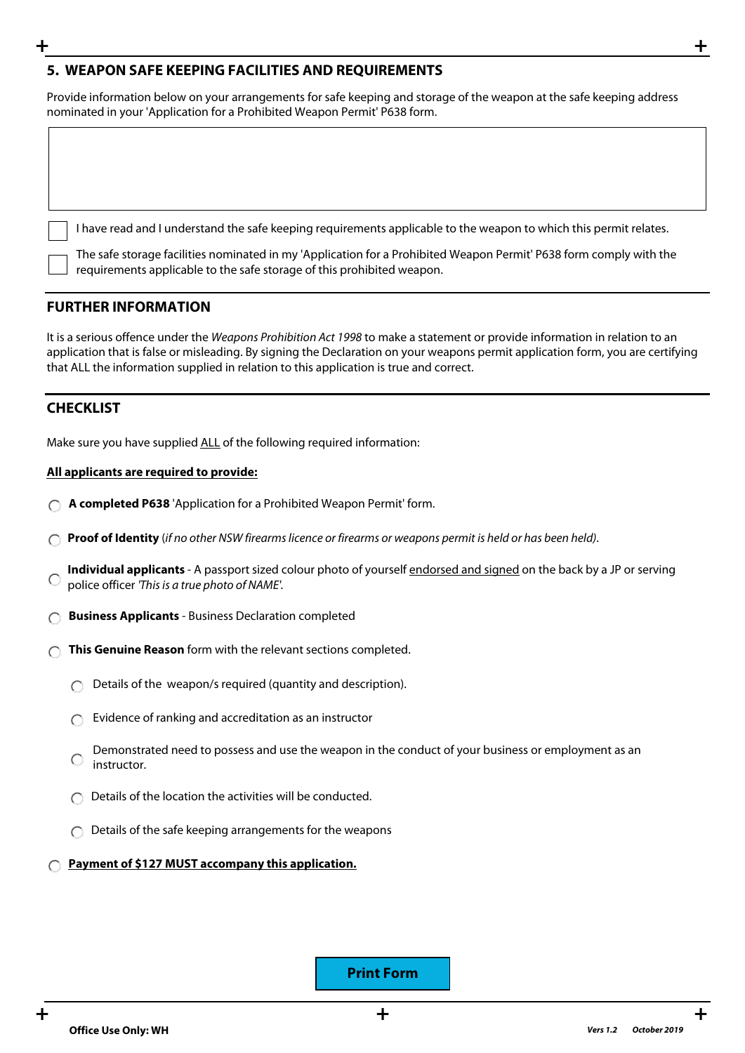## 5. WEAPON SAFE KEEPING FACILITIES AND REQUIREMENTS

Provide information below on your arrangements for safe keeping and storage of the weapon at the safe keeping address nominated in your 'Application for a Prohibited Weapon Permit' P638 form.

- [ ] I have read and I understand the safe keeping requirements applicable to the weapon to which this permit relates.
- [ ] The safe storage facilities nominated in my 'Application for a Prohibited Weapon Permit' P638 form comply with the requirements applicable to the safe storage of this prohibited weapon.

## FURTHER INFORMATION

It is a serious offence under the *Weapons Prohibition Act 1998* to make a statement or provide information in relation to an application that is false or misleading. By signing the Declaration on your weapons permit application form, you are certifying that ALL the information supplied in relation to this application is true and correct.

## CHECKLIST

Make sure you have supplied ALL of the following required information:

**All applicants are required to provide:**

- **A completed P638** 'Application for a Prohibited Weapon Permit' form.
- **Proof of Identity** (*if no other NSW firearms licence or firearms or weapons permit is held or has been held)*.
- **Individual applicants** - A passport sized colour photo of yourself endorsed and signed on the back by a JP or serving police officer *'This is a true photo of NAME'*.
- **Business Applicants** - Business Declaration completed
- **This Genuine Reason** form with the relevant sections completed.
  - Details of the weapon/s required (quantity and description).
  - Evidence of ranking and accreditation as an instructor
  - Demonstrated need to possess and use the weapon in the conduct of your business or employment as an instructor.
  - Details of the location the activities will be conducted.
  - Details of the safe keeping arrangements for the weapons
- **Payment of $127 MUST accompany this application.**

Print Form

Office Use Only: WH

*Vers 1.2 October 2019*